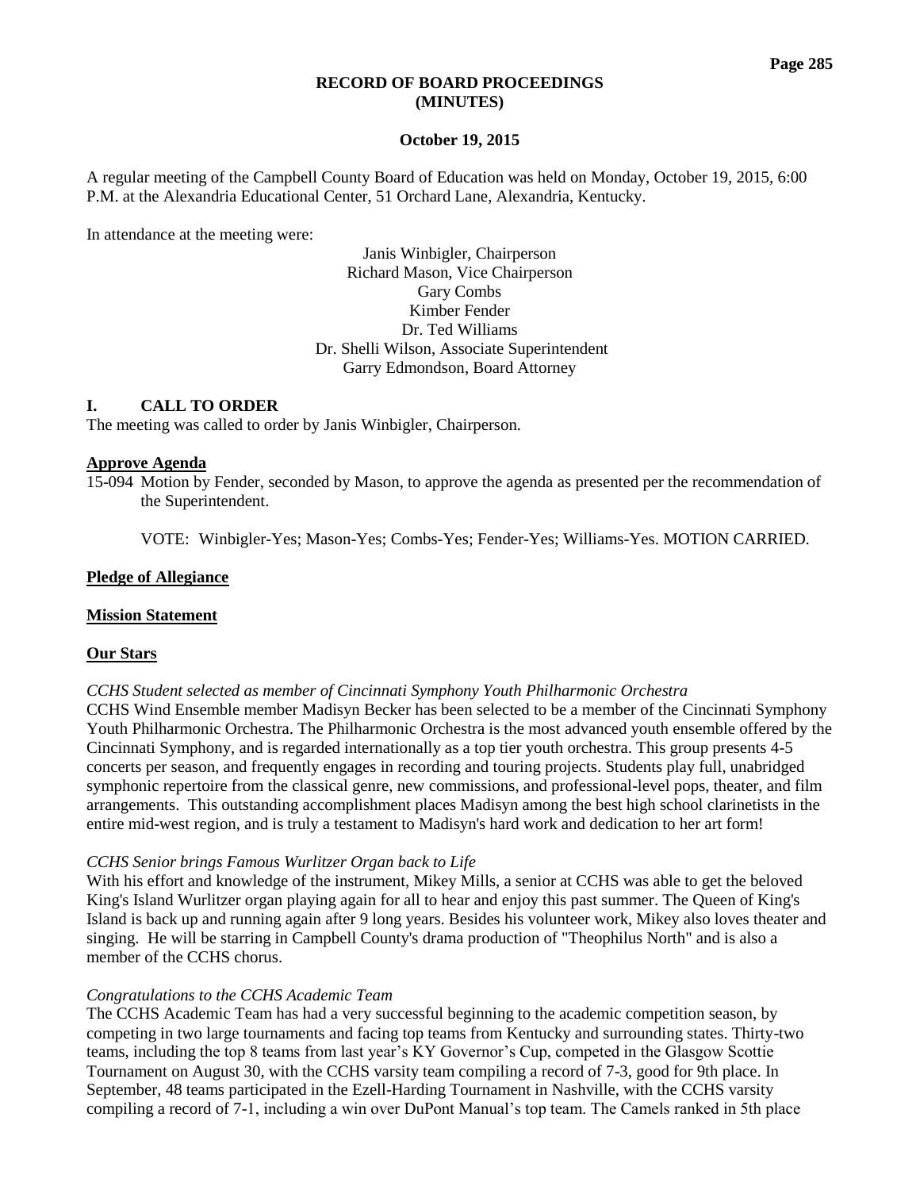# RECORD OF BOARD PROCEEDINGS (MINUTES)

**October 19, 2015**

A regular meeting of the Campbell County Board of Education was held on Monday, October 19, 2015, 6:00 P.M. at the Alexandria Educational Center, 51 Orchard Lane, Alexandria, Kentucky.

In attendance at the meeting were:

Janis Winbigler, Chairperson
Richard Mason, Vice Chairperson
Gary Combs
Kimber Fender
Dr. Ted Williams
Dr. Shelli Wilson, Associate Superintendent
Garry Edmondson, Board Attorney

## I. CALL TO ORDER

The meeting was called to order by Janis Winbigler, Chairperson.

**Approve Agenda**

15-094 Motion by Fender, seconded by Mason, to approve the agenda as presented per the recommendation of the Superintendent.

VOTE: Winbigler-Yes; Mason-Yes; Combs-Yes; Fender-Yes; Williams-Yes. MOTION CARRIED.

**Pledge of Allegiance**

**Mission Statement**

**Our Stars**

*CCHS Student selected as member of Cincinnati Symphony Youth Philharmonic Orchestra*

CCHS Wind Ensemble member Madisyn Becker has been selected to be a member of the Cincinnati Symphony Youth Philharmonic Orchestra. The Philharmonic Orchestra is the most advanced youth ensemble offered by the Cincinnati Symphony, and is regarded internationally as a top tier youth orchestra. This group presents 4-5 concerts per season, and frequently engages in recording and touring projects. Students play full, unabridged symphonic repertoire from the classical genre, new commissions, and professional-level pops, theater, and film arrangements. This outstanding accomplishment places Madisyn among the best high school clarinetists in the entire mid-west region, and is truly a testament to Madisyn's hard work and dedication to her art form!

*CCHS Senior brings Famous Wurlitzer Organ back to Life*

With his effort and knowledge of the instrument, Mikey Mills, a senior at CCHS was able to get the beloved King's Island Wurlitzer organ playing again for all to hear and enjoy this past summer. The Queen of King's Island is back up and running again after 9 long years. Besides his volunteer work, Mikey also loves theater and singing. He will be starring in Campbell County's drama production of "Theophilus North" and is also a member of the CCHS chorus.

*Congratulations to the CCHS Academic Team*

The CCHS Academic Team has had a very successful beginning to the academic competition season, by competing in two large tournaments and facing top teams from Kentucky and surrounding states. Thirty-two teams, including the top 8 teams from last year's KY Governor's Cup, competed in the Glasgow Scottie Tournament on August 30, with the CCHS varsity team compiling a record of 7-3, good for 9th place. In September, 48 teams participated in the Ezell-Harding Tournament in Nashville, with the CCHS varsity compiling a record of 7-1, including a win over DuPont Manual's top team. The Camels ranked in 5th place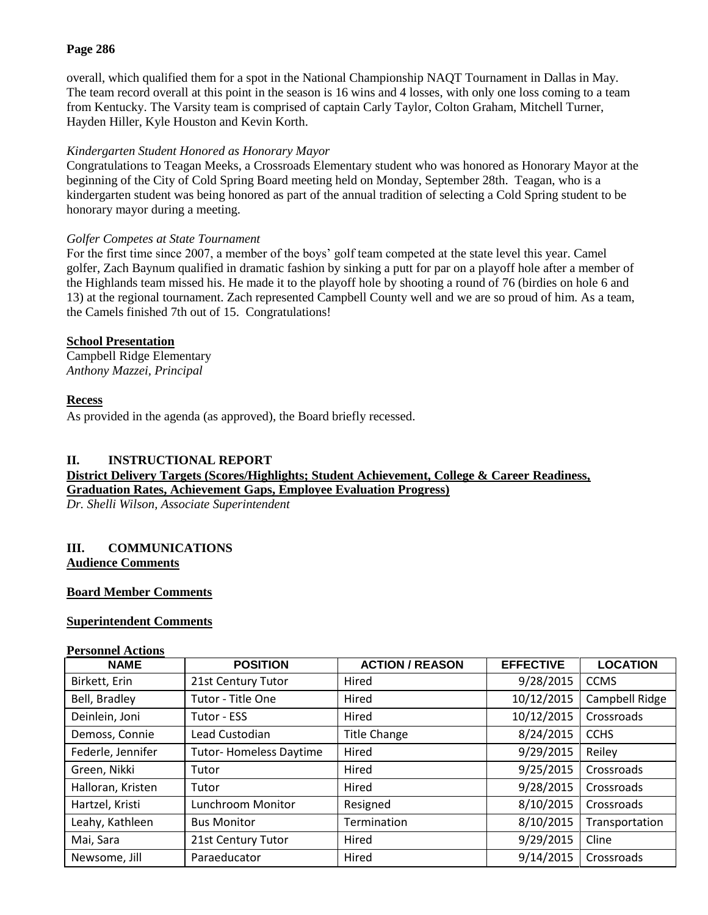overall, which qualified them for a spot in the National Championship NAQT Tournament in Dallas in May. The team record overall at this point in the season is 16 wins and 4 losses, with only one loss coming to a team from Kentucky. The Varsity team is comprised of captain Carly Taylor, Colton Graham, Mitchell Turner, Hayden Hiller, Kyle Houston and Kevin Korth.

*Kindergarten Student Honored as Honorary Mayor*

Congratulations to Teagan Meeks, a Crossroads Elementary student who was honored as Honorary Mayor at the beginning of the City of Cold Spring Board meeting held on Monday, September 28th. Teagan, who is a kindergarten student was being honored as part of the annual tradition of selecting a Cold Spring student to be honorary mayor during a meeting.

*Golfer Competes at State Tournament*

For the first time since 2007, a member of the boys' golf team competed at the state level this year. Camel golfer, Zach Baynum qualified in dramatic fashion by sinking a putt for par on a playoff hole after a member of the Highlands team missed his. He made it to the playoff hole by shooting a round of 76 (birdies on hole 6 and 13) at the regional tournament. Zach represented Campbell County well and we are so proud of him. As a team, the Camels finished 7th out of 15. Congratulations!

**School Presentation**

Campbell Ridge Elementary
*Anthony Mazzei, Principal*

**Recess**

As provided in the agenda (as approved), the Board briefly recessed.

## II. INSTRUCTIONAL REPORT

**District Delivery Targets (Scores/Highlights; Student Achievement, College & Career Readiness, Graduation Rates, Achievement Gaps, Employee Evaluation Progress)**

*Dr. Shelli Wilson, Associate Superintendent*

## III. COMMUNICATIONS

**Audience Comments**

**Board Member Comments**

**Superintendent Comments**

**Personnel Actions**

| NAME | POSITION | ACTION / REASON | EFFECTIVE | LOCATION |
|---|---|---|---|---|
| Birkett, Erin | 21st Century Tutor | Hired | 9/28/2015 | CCMS |
| Bell, Bradley | Tutor - Title One | Hired | 10/12/2015 | Campbell Ridge |
| Deinlein, Joni | Tutor - ESS | Hired | 10/12/2015 | Crossroads |
| Demoss, Connie | Lead Custodian | Title Change | 8/24/2015 | CCHS |
| Federle, Jennifer | Tutor- Homeless Daytime | Hired | 9/29/2015 | Reiley |
| Green, Nikki | Tutor | Hired | 9/25/2015 | Crossroads |
| Halloran, Kristen | Tutor | Hired | 9/28/2015 | Crossroads |
| Hartzel, Kristi | Lunchroom Monitor | Resigned | 8/10/2015 | Crossroads |
| Leahy, Kathleen | Bus Monitor | Termination | 8/10/2015 | Transportation |
| Mai, Sara | 21st Century Tutor | Hired | 9/29/2015 | Cline |
| Newsome, Jill | Paraeducator | Hired | 9/14/2015 | Crossroads |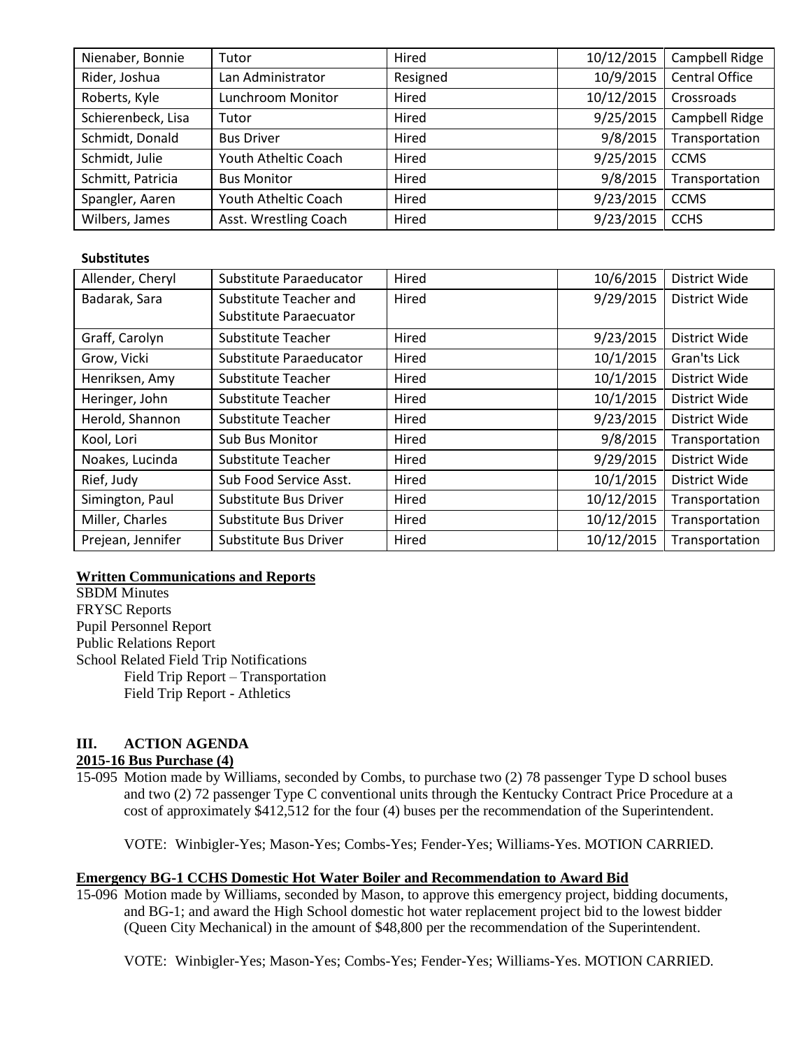| | | | | |
|---|---|---|---|---|
| Nienaber, Bonnie | Tutor | Hired | 10/12/2015 | Campbell Ridge |
| Rider, Joshua | Lan Administrator | Resigned | 10/9/2015 | Central Office |
| Roberts, Kyle | Lunchroom Monitor | Hired | 10/12/2015 | Crossroads |
| Schierenbeck, Lisa | Tutor | Hired | 9/25/2015 | Campbell Ridge |
| Schmidt, Donald | Bus Driver | Hired | 9/8/2015 | Transportation |
| Schmidt, Julie | Youth Atheltic Coach | Hired | 9/25/2015 | CCMS |
| Schmitt, Patricia | Bus Monitor | Hired | 9/8/2015 | Transportation |
| Spangler, Aaren | Youth Atheltic Coach | Hired | 9/23/2015 | CCMS |
| Wilbers, James | Asst. Wrestling Coach | Hired | 9/23/2015 | CCHS |

**Substitutes**

| | | | | |
|---|---|---|---|---|
| Allender, Cheryl | Substitute Paraeducator | Hired | 10/6/2015 | District Wide |
| Badarak, Sara | Substitute Teacher and Substitute Paraecuator | Hired | 9/29/2015 | District Wide |
| Graff, Carolyn | Substitute Teacher | Hired | 9/23/2015 | District Wide |
| Grow, Vicki | Substitute Paraeducator | Hired | 10/1/2015 | Gran'ts Lick |
| Henriksen, Amy | Substitute Teacher | Hired | 10/1/2015 | District Wide |
| Heringer, John | Substitute Teacher | Hired | 10/1/2015 | District Wide |
| Herold, Shannon | Substitute Teacher | Hired | 9/23/2015 | District Wide |
| Kool, Lori | Sub Bus Monitor | Hired | 9/8/2015 | Transportation |
| Noakes, Lucinda | Substitute Teacher | Hired | 9/29/2015 | District Wide |
| Rief, Judy | Sub Food Service Asst. | Hired | 10/1/2015 | District Wide |
| Simington, Paul | Substitute Bus Driver | Hired | 10/12/2015 | Transportation |
| Miller, Charles | Substitute Bus Driver | Hired | 10/12/2015 | Transportation |
| Prejean, Jennifer | Substitute Bus Driver | Hired | 10/12/2015 | Transportation |

**Written Communications and Reports**

SBDM Minutes
FRYSC Reports
Pupil Personnel Report
Public Relations Report
School Related Field Trip Notifications
  Field Trip Report – Transportation
  Field Trip Report - Athletics

## III. ACTION AGENDA

**2015-16 Bus Purchase (4)**

15-095 Motion made by Williams, seconded by Combs, to purchase two (2) 78 passenger Type D school buses and two (2) 72 passenger Type C conventional units through the Kentucky Contract Price Procedure at a cost of approximately $412,512 for the four (4) buses per the recommendation of the Superintendent.

VOTE: Winbigler-Yes; Mason-Yes; Combs-Yes; Fender-Yes; Williams-Yes. MOTION CARRIED.

**Emergency BG-1 CCHS Domestic Hot Water Boiler and Recommendation to Award Bid**

15-096 Motion made by Williams, seconded by Mason, to approve this emergency project, bidding documents, and BG-1; and award the High School domestic hot water replacement project bid to the lowest bidder (Queen City Mechanical) in the amount of $48,800 per the recommendation of the Superintendent.

VOTE: Winbigler-Yes; Mason-Yes; Combs-Yes; Fender-Yes; Williams-Yes. MOTION CARRIED.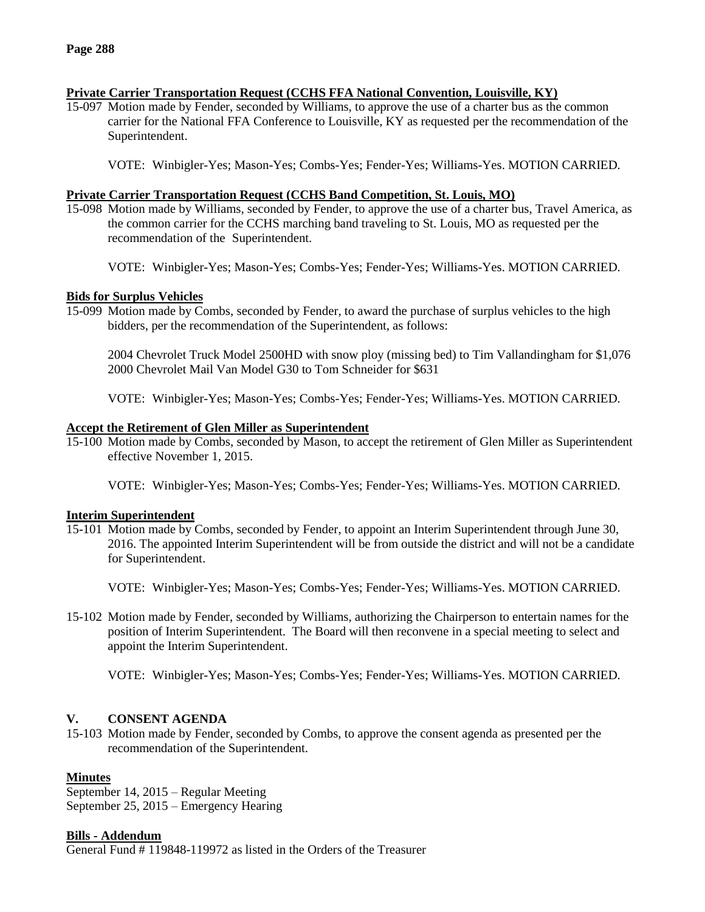**Private Carrier Transportation Request (CCHS FFA National Convention, Louisville, KY)**

15-097 Motion made by Fender, seconded by Williams, to approve the use of a charter bus as the common carrier for the National FFA Conference to Louisville, KY as requested per the recommendation of the Superintendent.

VOTE: Winbigler-Yes; Mason-Yes; Combs-Yes; Fender-Yes; Williams-Yes. MOTION CARRIED.

**Private Carrier Transportation Request (CCHS Band Competition, St. Louis, MO)**

15-098 Motion made by Williams, seconded by Fender, to approve the use of a charter bus, Travel America, as the common carrier for the CCHS marching band traveling to St. Louis, MO as requested per the recommendation of the Superintendent.

VOTE: Winbigler-Yes; Mason-Yes; Combs-Yes; Fender-Yes; Williams-Yes. MOTION CARRIED.

**Bids for Surplus Vehicles**

15-099 Motion made by Combs, seconded by Fender, to award the purchase of surplus vehicles to the high bidders, per the recommendation of the Superintendent, as follows:

2004 Chevrolet Truck Model 2500HD with snow ploy (missing bed) to Tim Vallandingham for $1,076
2000 Chevrolet Mail Van Model G30 to Tom Schneider for $631

VOTE: Winbigler-Yes; Mason-Yes; Combs-Yes; Fender-Yes; Williams-Yes. MOTION CARRIED.

**Accept the Retirement of Glen Miller as Superintendent**

15-100 Motion made by Combs, seconded by Mason, to accept the retirement of Glen Miller as Superintendent effective November 1, 2015.

VOTE: Winbigler-Yes; Mason-Yes; Combs-Yes; Fender-Yes; Williams-Yes. MOTION CARRIED.

**Interim Superintendent**

15-101 Motion made by Combs, seconded by Fender, to appoint an Interim Superintendent through June 30, 2016. The appointed Interim Superintendent will be from outside the district and will not be a candidate for Superintendent.

VOTE: Winbigler-Yes; Mason-Yes; Combs-Yes; Fender-Yes; Williams-Yes. MOTION CARRIED.

15-102 Motion made by Fender, seconded by Williams, authorizing the Chairperson to entertain names for the position of Interim Superintendent. The Board will then reconvene in a special meeting to select and appoint the Interim Superintendent.

VOTE: Winbigler-Yes; Mason-Yes; Combs-Yes; Fender-Yes; Williams-Yes. MOTION CARRIED.

## V. CONSENT AGENDA

15-103 Motion made by Fender, seconded by Combs, to approve the consent agenda as presented per the recommendation of the Superintendent.

**Minutes**

September 14, 2015 – Regular Meeting
September 25, 2015 – Emergency Hearing

**Bills - Addendum**

General Fund # 119848-119972 as listed in the Orders of the Treasurer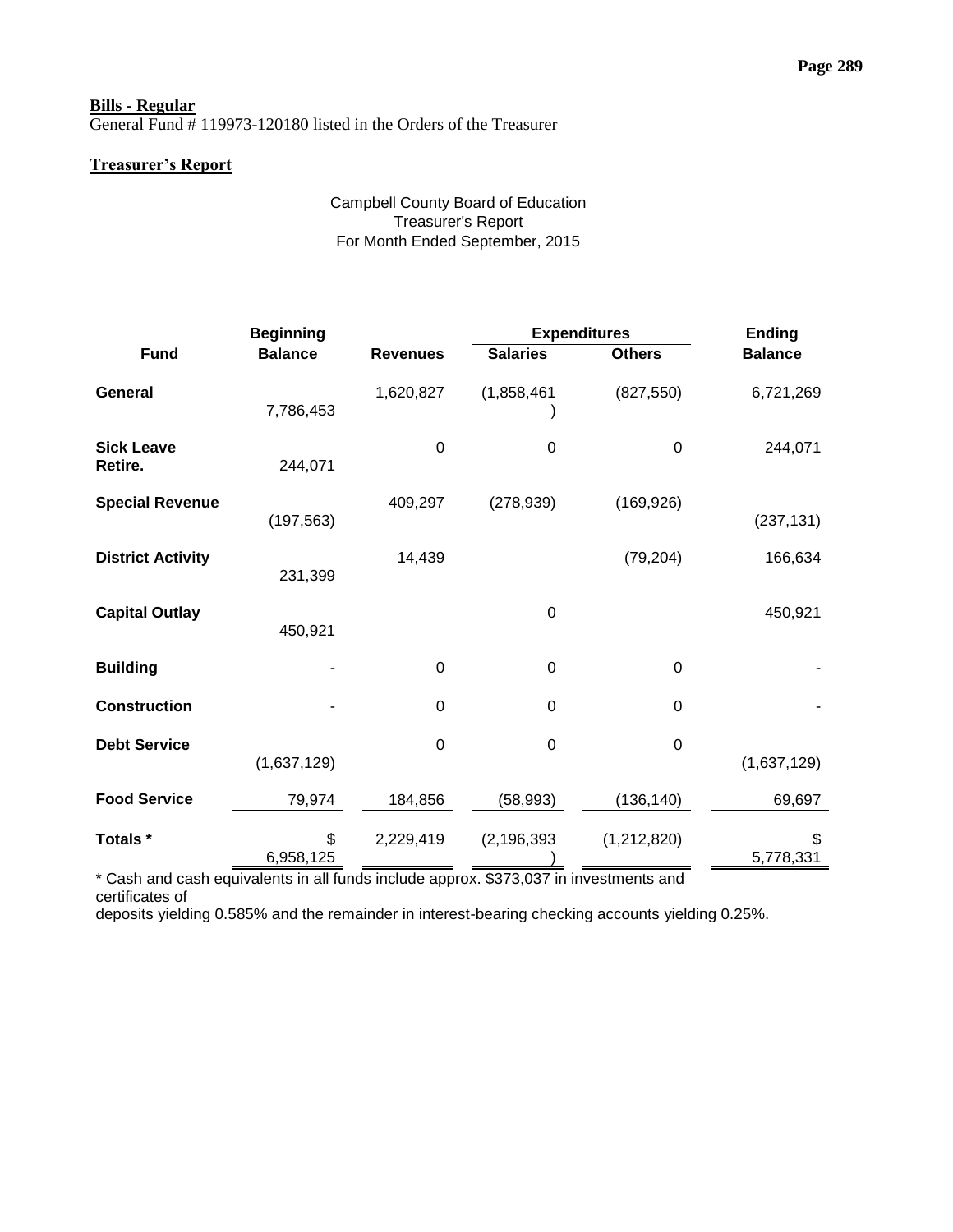**Bills - Regular**
General Fund # 119973-120180 listed in the Orders of the Treasurer

**Treasurer's Report**

Campbell County Board of Education
Treasurer's Report
For Month Ended September, 2015

| Fund | Beginning Balance | Revenues | Expenditures Salaries | Expenditures Others | Ending Balance |
|---|---|---|---|---|---|
| **General** | 7,786,453 | 1,620,827 | (1,858,461) | (827,550) | 6,721,269 |
| **Sick Leave Retire.** | 244,071 | 0 | 0 | 0 | 244,071 |
| **Special Revenue** | (197,563) | 409,297 | (278,939) | (169,926) | (237,131) |
| **District Activity** | 231,399 | 14,439 | | (79,204) | 166,634 |
| **Capital Outlay** | 450,921 | | 0 | | 450,921 |
| **Building** | - | 0 | 0 | 0 | - |
| **Construction** | - | 0 | 0 | 0 | - |
| **Debt Service** | (1,637,129) | 0 | 0 | 0 | (1,637,129) |
| **Food Service** | 79,974 | 184,856 | (58,993) | (136,140) | 69,697 |
| **Totals *** | $ 6,958,125 | 2,229,419 | (2,196,393) | (1,212,820) | $ 5,778,331 |

* Cash and cash equivalents in all funds include approx. $373,037 in investments and certificates of deposits yielding 0.585% and the remainder in interest-bearing checking accounts yielding 0.25%.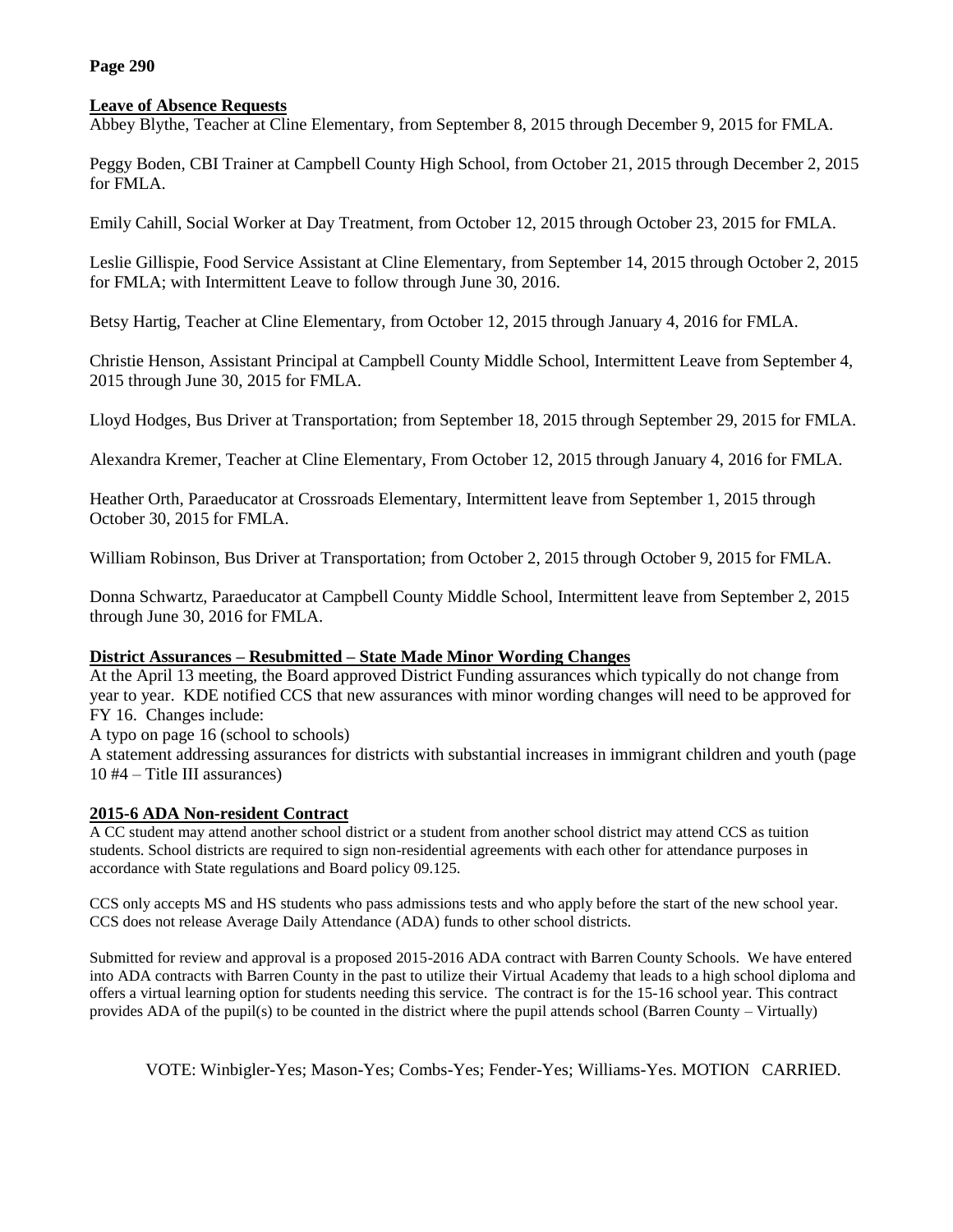## Leave of Absence Requests

Abbey Blythe, Teacher at Cline Elementary, from September 8, 2015 through December 9, 2015 for FMLA.

Peggy Boden, CBI Trainer at Campbell County High School, from October 21, 2015 through December 2, 2015 for FMLA.

Emily Cahill, Social Worker at Day Treatment, from October 12, 2015 through October 23, 2015 for FMLA.

Leslie Gillispie, Food Service Assistant at Cline Elementary, from September 14, 2015 through October 2, 2015 for FMLA; with Intermittent Leave to follow through June 30, 2016.

Betsy Hartig, Teacher at Cline Elementary, from October 12, 2015 through January 4, 2016 for FMLA.

Christie Henson, Assistant Principal at Campbell County Middle School, Intermittent Leave from September 4, 2015 through June 30, 2015 for FMLA.

Lloyd Hodges, Bus Driver at Transportation; from September 18, 2015 through September 29, 2015 for FMLA.

Alexandra Kremer, Teacher at Cline Elementary, From October 12, 2015 through January 4, 2016 for FMLA.

Heather Orth, Paraeducator at Crossroads Elementary, Intermittent leave from September 1, 2015 through October 30, 2015 for FMLA.

William Robinson, Bus Driver at Transportation; from October 2, 2015 through October 9, 2015 for FMLA.

Donna Schwartz, Paraeducator at Campbell County Middle School, Intermittent leave from September 2, 2015 through June 30, 2016 for FMLA.

## District Assurances – Resubmitted – State Made Minor Wording Changes

At the April 13 meeting, the Board approved District Funding assurances which typically do not change from year to year. KDE notified CCS that new assurances with minor wording changes will need to be approved for FY 16. Changes include:

A typo on page 16 (school to schools)

A statement addressing assurances for districts with substantial increases in immigrant children and youth (page 10 #4 – Title III assurances)

## 2015-6 ADA Non-resident Contract

A CC student may attend another school district or a student from another school district may attend CCS as tuition students. School districts are required to sign non-residential agreements with each other for attendance purposes in accordance with State regulations and Board policy 09.125.

CCS only accepts MS and HS students who pass admissions tests and who apply before the start of the new school year. CCS does not release Average Daily Attendance (ADA) funds to other school districts.

Submitted for review and approval is a proposed 2015-2016 ADA contract with Barren County Schools. We have entered into ADA contracts with Barren County in the past to utilize their Virtual Academy that leads to a high school diploma and offers a virtual learning option for students needing this service. The contract is for the 15-16 school year. This contract provides ADA of the pupil(s) to be counted in the district where the pupil attends school (Barren County – Virtually)

VOTE: Winbigler-Yes; Mason-Yes; Combs-Yes; Fender-Yes; Williams-Yes. MOTION CARRIED.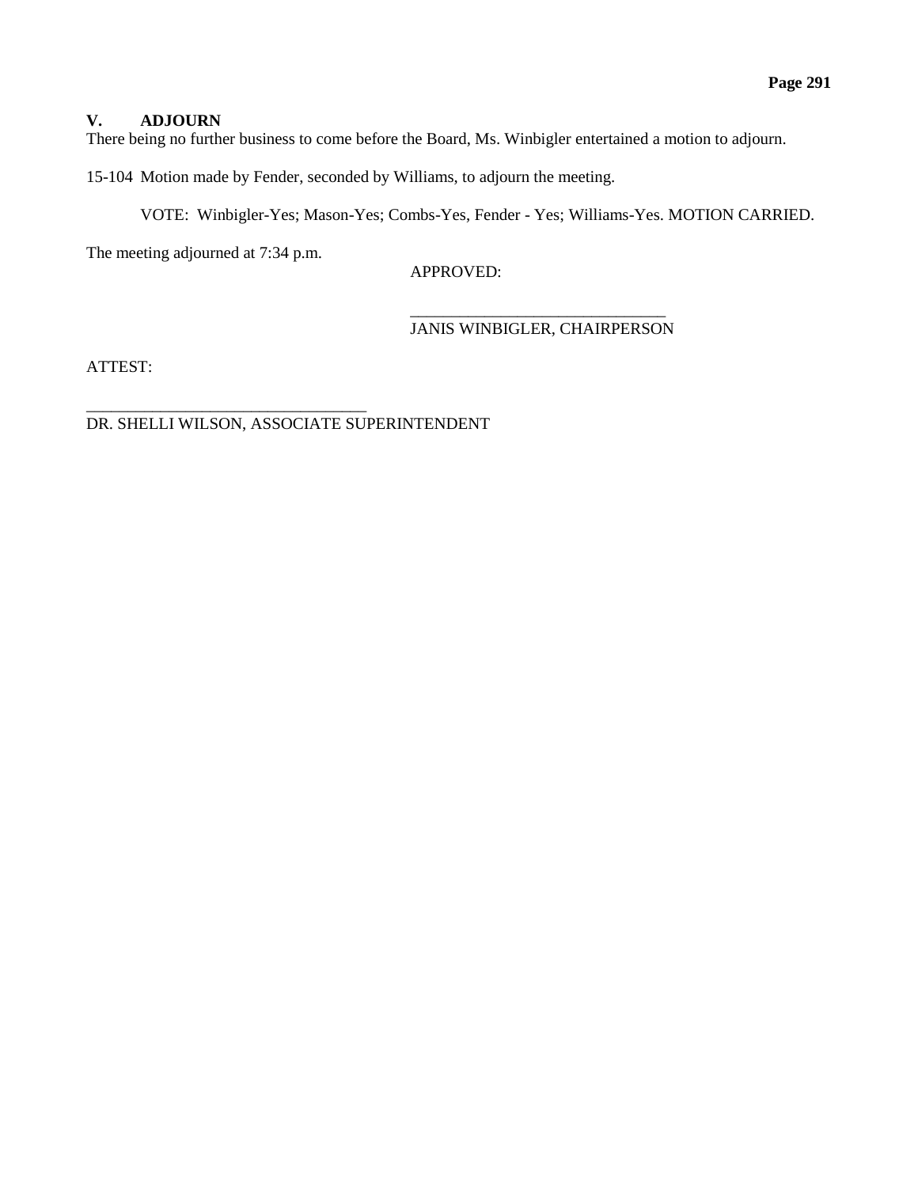## V. ADJOURN

There being no further business to come before the Board, Ms. Winbigler entertained a motion to adjourn.

15-104 Motion made by Fender, seconded by Williams, to adjourn the meeting.

VOTE: Winbigler-Yes; Mason-Yes; Combs-Yes, Fender - Yes; Williams-Yes. MOTION CARRIED.

The meeting adjourned at 7:34 p.m.

APPROVED:

_______________________________
JANIS WINBIGLER, CHAIRPERSON

ATTEST:

__________________________________
DR. SHELLI WILSON, ASSOCIATE SUPERINTENDENT